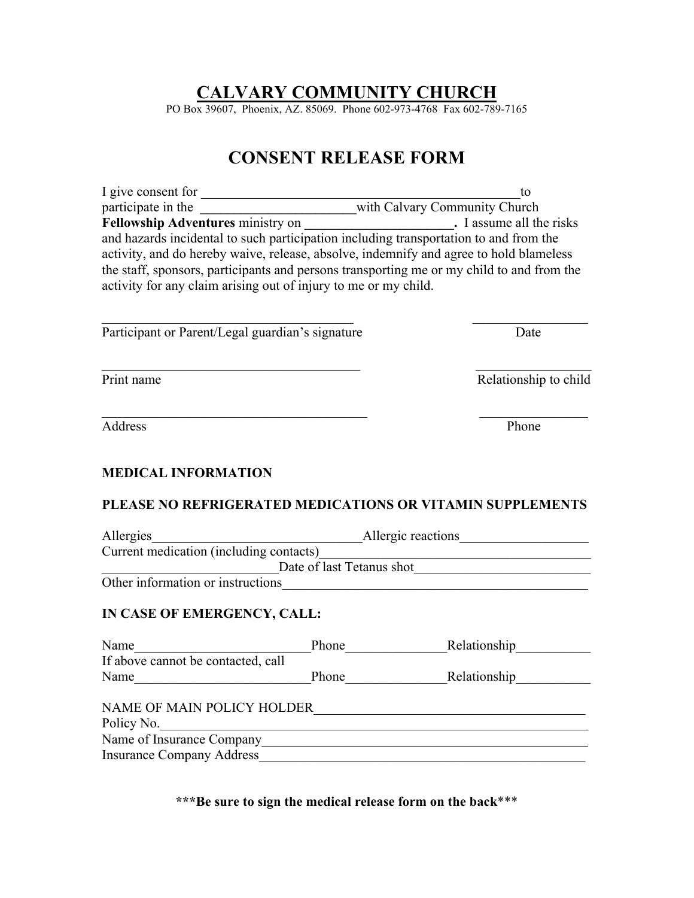# CALVARY COMMUNITY CHURCH

PO Box 39607, Phoenix, AZ. 85069. Phone 602-973-4768 Fax 602-789-7165

## CONSENT RELEASE FORM

I give consent for \_\_\_\_\_\_\_\_\_\_\_\_\_\_\_\_\_\_\_\_\_\_\_\_\_\_\_\_\_\_\_\_\_\_\_\_\_\_\_\_\_\_\_\_\_\_\_\_\_to participate in the \_\_\_\_\_\_\_\_\_\_\_\_\_\_\_\_\_\_\_\_\_\_\_\_with Calvary Community Church **Fellowship Adventures** ministry on \_\_\_\_\_\_\_\_\_\_\_\_\_\_\_\_\_\_\_\_\_\_**.** I assume all the risks and hazards incidental to such participation including transportation to and from the activity, and do hereby waive, release, absolve, indemnify and agree to hold blameless the staff, sponsors, participants and persons transporting me or my child to and from the activity for any claim arising out of injury to me or my child.

\_\_\_\_\_\_\_\_\_\_\_\_\_\_\_\_\_\_\_\_\_\_\_\_\_\_\_\_\_\_\_\_\_\_\_\_\_\_\_ \_\_\_\_\_\_\_\_\_\_\_\_\_\_\_\_\_\_
Participant or Parent/Legal guardian's signature Date

\_\_\_\_\_\_\_\_\_\_\_\_\_\_\_\_\_\_\_\_\_\_\_\_\_\_\_\_\_\_\_\_\_\_\_\_\_\_\_ \_\_\_\_\_\_\_\_\_\_\_\_\_\_\_\_\_\_
Print name Relationship to child

\_\_\_\_\_\_\_\_\_\_\_\_\_\_\_\_\_\_\_\_\_\_\_\_\_\_\_\_\_\_\_\_\_\_\_\_\_\_\_ \_\_\_\_\_\_\_\_\_\_\_\_\_\_\_\_\_\_
Address Phone

**MEDICAL INFORMATION**

**PLEASE NO REFRIGERATED MEDICATIONS OR VITAMIN SUPPLEMENTS**

Allergies\_\_\_\_\_\_\_\_\_\_\_\_\_\_\_\_\_\_\_\_\_\_\_\_\_\_\_\_\_\_Allergic reactions\_\_\_\_\_\_\_\_\_\_\_\_\_\_\_\_\_\_\_
Current medication (including contacts)\_\_\_\_\_\_\_\_\_\_\_\_\_\_\_\_\_\_\_\_\_\_\_\_\_\_\_\_\_\_\_\_\_\_\_\_\_\_\_\_\_
\_\_\_\_\_\_\_\_\_\_\_\_\_\_\_\_\_\_\_\_\_\_\_\_\_\_Date of last Tetanus shot\_\_\_\_\_\_\_\_\_\_\_\_\_\_\_\_\_\_\_\_\_\_\_\_\_\_
Other information or instructions\_\_\_\_\_\_\_\_\_\_\_\_\_\_\_\_\_\_\_\_\_\_\_\_\_\_\_\_\_\_\_\_\_\_\_\_\_\_\_\_\_\_\_\_\_\_

**IN CASE OF EMERGENCY, CALL:**

Name\_\_\_\_\_\_\_\_\_\_\_\_\_\_\_\_\_\_\_\_\_\_\_\_\_\_Phone\_\_\_\_\_\_\_\_\_\_\_\_\_\_\_Relationship\_\_\_\_\_\_\_\_\_\_\_
If above cannot be contacted, call
Name\_\_\_\_\_\_\_\_\_\_\_\_\_\_\_\_\_\_\_\_\_\_\_\_\_\_Phone\_\_\_\_\_\_\_\_\_\_\_\_\_\_\_Relationship\_\_\_\_\_\_\_\_\_\_\_

NAME OF MAIN POLICY HOLDER\_\_\_\_\_\_\_\_\_\_\_\_\_\_\_\_\_\_\_\_\_\_\_\_\_\_\_\_\_\_\_\_\_\_\_\_\_\_\_\_\_\_
Policy No.\_\_\_\_\_\_\_\_\_\_\_\_\_\_\_\_\_\_\_\_\_\_\_\_\_\_\_\_\_\_\_\_\_\_\_\_\_\_\_\_\_\_\_\_\_\_\_\_\_\_\_\_\_\_\_\_\_\_\_\_\_\_\_\_\_
Name of Insurance Company\_\_\_\_\_\_\_\_\_\_\_\_\_\_\_\_\_\_\_\_\_\_\_\_\_\_\_\_\_\_\_\_\_\_\_\_\_\_\_\_\_\_\_\_\_\_\_\_\_
Insurance Company Address\_\_\_\_\_\_\_\_\_\_\_\_\_\_\_\_\_\_\_\_\_\_\_\_\_\_\_\_\_\_\_\_\_\_\_\_\_\_\_\_\_\_\_\_\_\_\_\_\_\_

**\*\*\*Be sure to sign the medical release form on the back\*\*\***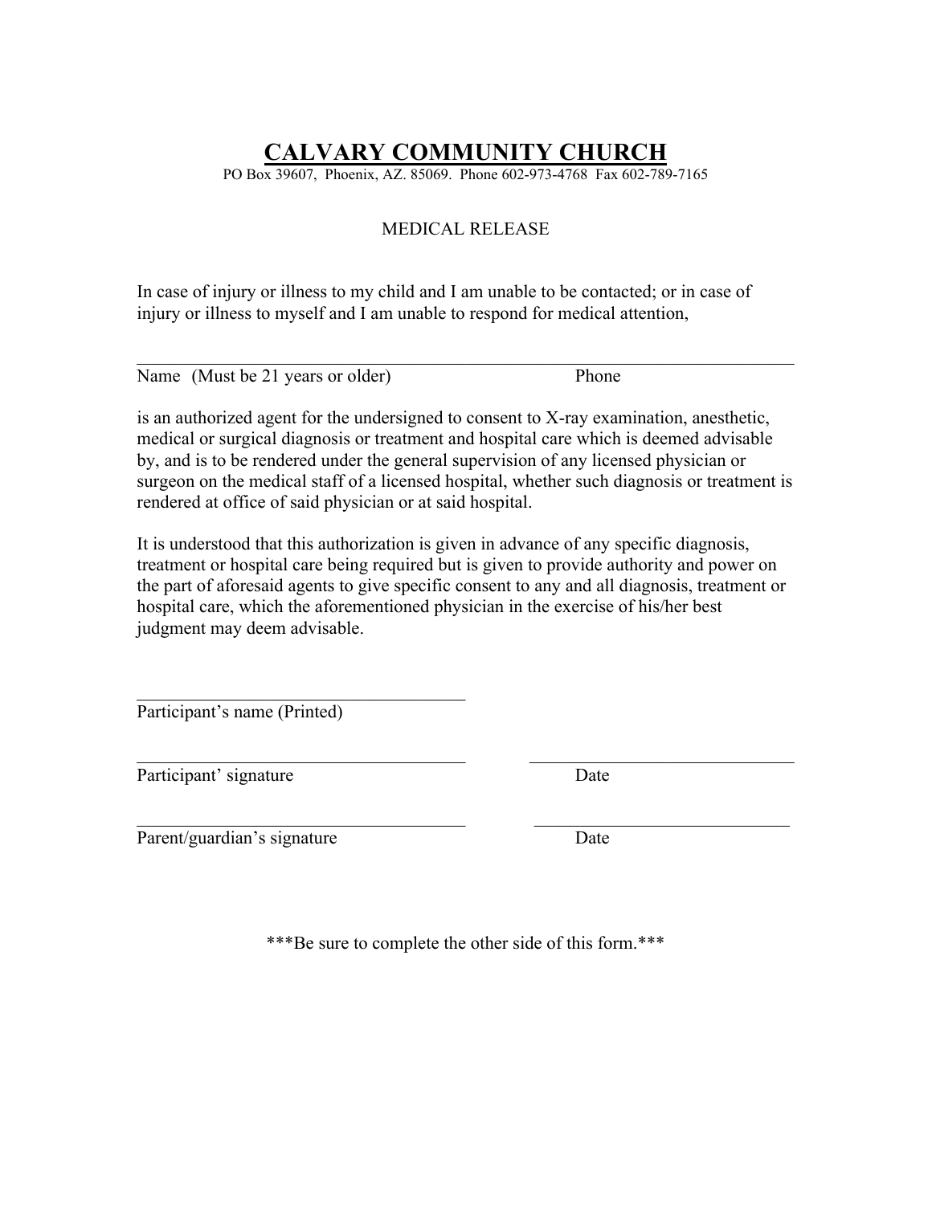# CALVARY COMMUNITY CHURCH

PO Box 39607, Phoenix, AZ. 85069. Phone 602-973-4768 Fax 602-789-7165

MEDICAL RELEASE

In case of injury or illness to my child and I am unable to be contacted; or in case of injury or illness to myself and I am unable to respond for medical attention,

______________________________________________________________________

Name (Must be 21 years or older) Phone

is an authorized agent for the undersigned to consent to X-ray examination, anesthetic, medical or surgical diagnosis or treatment and hospital care which is deemed advisable by, and is to be rendered under the general supervision of any licensed physician or surgeon on the medical staff of a licensed hospital, whether such diagnosis or treatment is rendered at office of said physician or at said hospital.

It is understood that this authorization is given in advance of any specific diagnosis, treatment or hospital care being required but is given to provide authority and power on the part of aforesaid agents to give specific consent to any and all diagnosis, treatment or hospital care, which the aforementioned physician in the exercise of his/her best judgment may deem advisable.

______________________________________

Participant's name (Printed)

______________________________________ ______________________________

Participant' signature Date

______________________________________ ______________________________

Parent/guardian's signature Date

***Be sure to complete the other side of this form.***